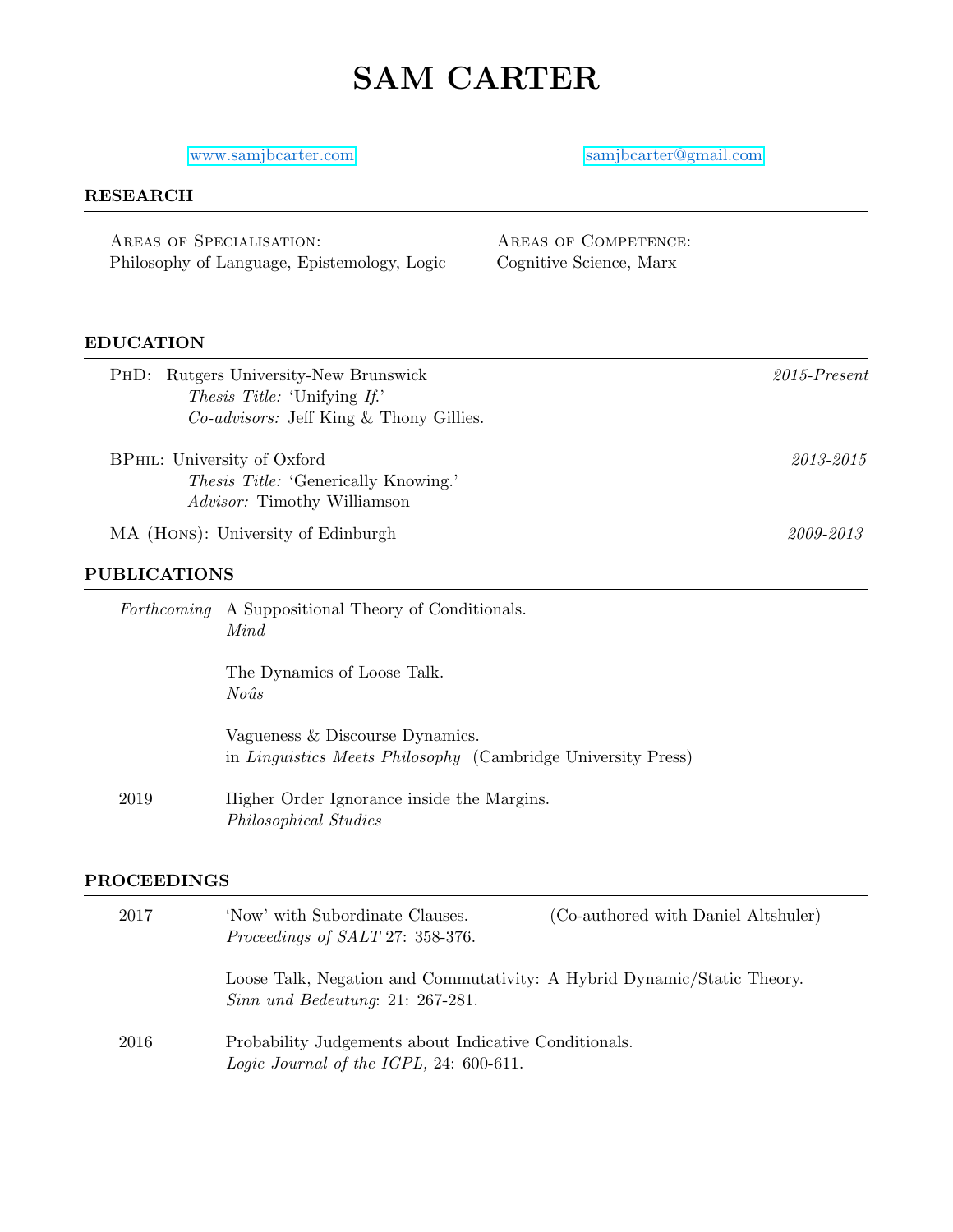# SAM CARTER

www.samjbcarter.com samjbcarter@gmail.com

## RESEARCH

**Areas of Specialisation:**
Philosophy of Language, Epistemology, Logic

**Areas of Competence:**
Cognitive Science, Marx

## EDUCATION

**PhD:** Rutgers University-New Brunswick — *2015-Present*
*Thesis Title:* 'Unifying *If*.'
*Co-advisors:* Jeff King & Thony Gillies.

**BPhil:** University of Oxford — *2013-2015*
*Thesis Title:* 'Generically Knowing.'
*Advisor:* Timothy Williamson

**MA (Hons):** University of Edinburgh — *2009-2013*

## PUBLICATIONS

*Forthcoming*

A Suppositional Theory of Conditionals.
*Mind*

The Dynamics of Loose Talk.
*Noûs*

Vagueness & Discourse Dynamics.
in *Linguistics Meets Philosophy* (Cambridge University Press)

2019

Higher Order Ignorance inside the Margins.
*Philosophical Studies*

## PROCEEDINGS

2017

'Now' with Subordinate Clauses. (Co-authored with Daniel Altshuler)
*Proceedings of SALT* 27: 358-376.

Loose Talk, Negation and Commutativity: A Hybrid Dynamic/Static Theory.
*Sinn und Bedeutung*: 21: 267-281.

2016

Probability Judgements about Indicative Conditionals.
*Logic Journal of the IGPL*, 24: 600-611.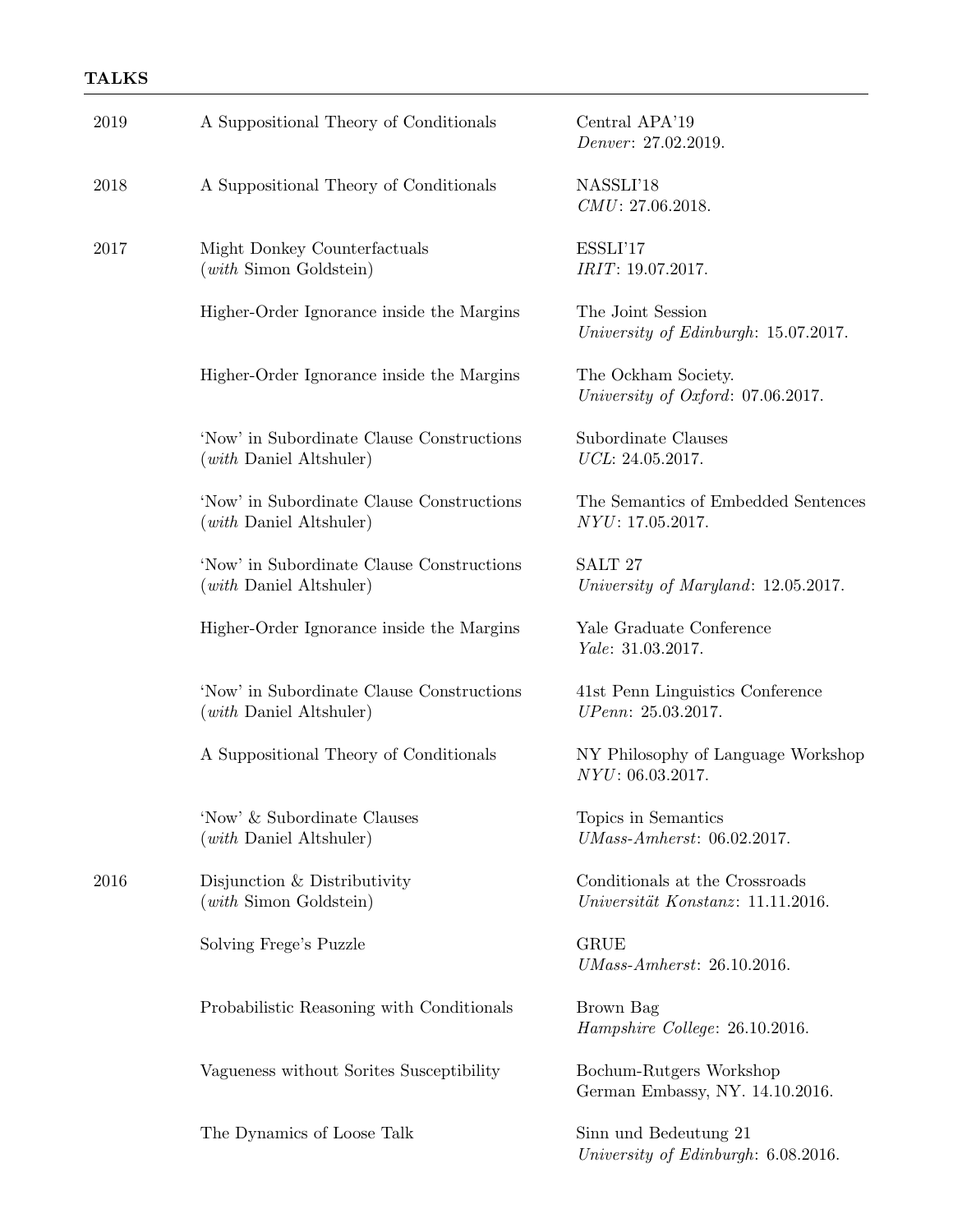## TALKS

| | | |
|---|---|---|
| 2019 | A Suppositional Theory of Conditionals | Central APA'19<br>*Denver*: 27.02.2019. |
| 2018 | A Suppositional Theory of Conditionals | NASSLI'18<br>*CMU*: 27.06.2018. |
| 2017 | Might Donkey Counterfactuals<br>(*with* Simon Goldstein) | ESSLI'17<br>*IRIT*: 19.07.2017. |
| | Higher-Order Ignorance inside the Margins | The Joint Session<br>*University of Edinburgh*: 15.07.2017. |
| | Higher-Order Ignorance inside the Margins | The Ockham Society.<br>*University of Oxford*: 07.06.2017. |
| | 'Now' in Subordinate Clause Constructions<br>(*with* Daniel Altshuler) | Subordinate Clauses<br>*UCL*: 24.05.2017. |
| | 'Now' in Subordinate Clause Constructions<br>(*with* Daniel Altshuler) | The Semantics of Embedded Sentences<br>*NYU*: 17.05.2017. |
| | 'Now' in Subordinate Clause Constructions<br>(*with* Daniel Altshuler) | SALT 27<br>*University of Maryland*: 12.05.2017. |
| | Higher-Order Ignorance inside the Margins | Yale Graduate Conference<br>*Yale*: 31.03.2017. |
| | 'Now' in Subordinate Clause Constructions<br>(*with* Daniel Altshuler) | 41st Penn Linguistics Conference<br>*UPenn*: 25.03.2017. |
| | A Suppositional Theory of Conditionals | NY Philosophy of Language Workshop<br>*NYU*: 06.03.2017. |
| | 'Now' & Subordinate Clauses<br>(*with* Daniel Altshuler) | Topics in Semantics<br>*UMass-Amherst*: 06.02.2017. |
| 2016 | Disjunction & Distributivity<br>(*with* Simon Goldstein) | Conditionals at the Crossroads<br>*Universität Konstanz*: 11.11.2016. |
| | Solving Frege's Puzzle | GRUE<br>*UMass-Amherst*: 26.10.2016. |
| | Probabilistic Reasoning with Conditionals | Brown Bag<br>*Hampshire College*: 26.10.2016. |
| | Vagueness without Sorites Susceptibility | Bochum-Rutgers Workshop<br>German Embassy, NY. 14.10.2016. |
| | The Dynamics of Loose Talk | Sinn und Bedeutung 21<br>*University of Edinburgh*: 6.08.2016. |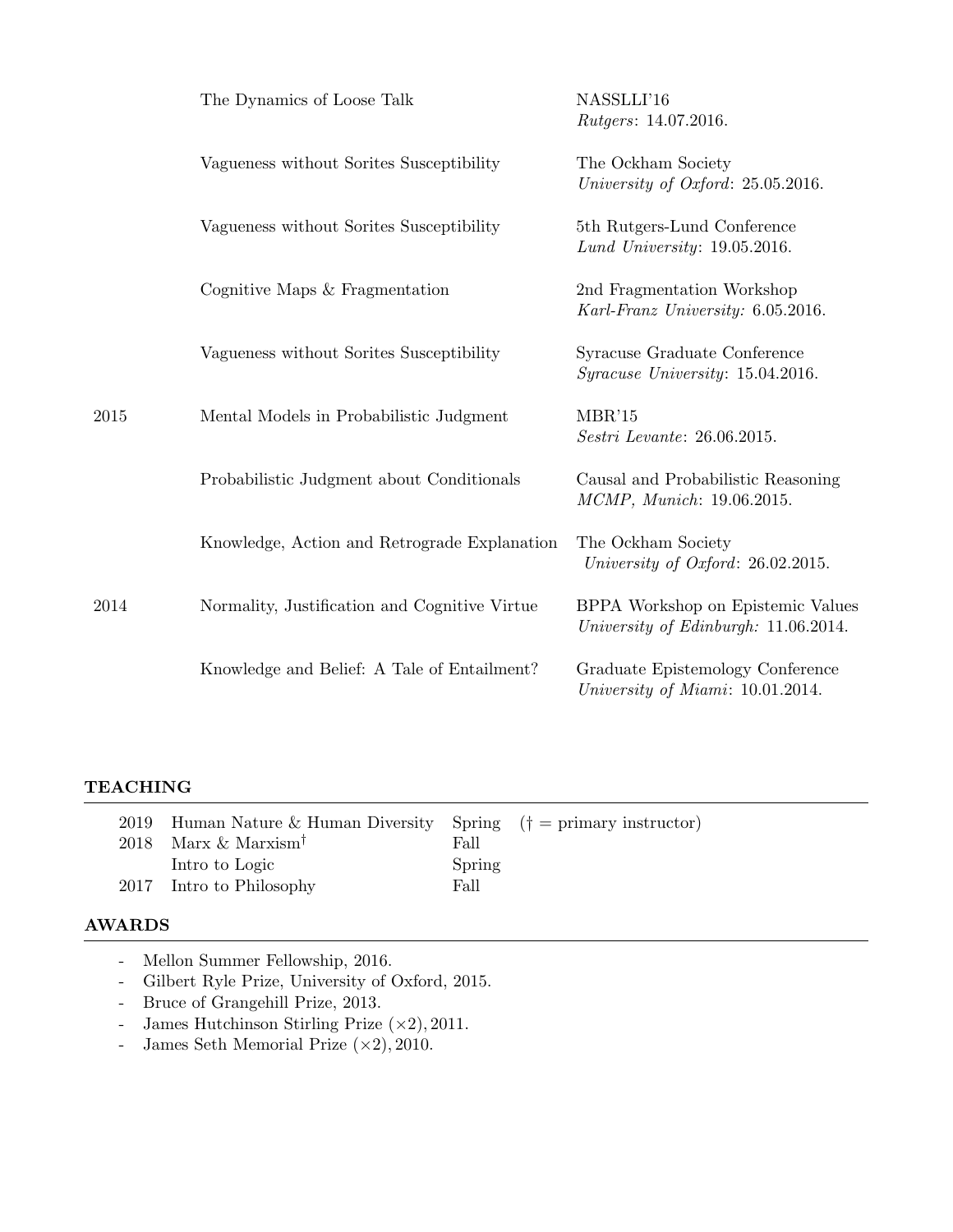| | | |
|---|---|---|
| | The Dynamics of Loose Talk | NASSLLI'16<br>*Rutgers*: 14.07.2016. |
| | Vagueness without Sorites Susceptibility | The Ockham Society<br>*University of Oxford*: 25.05.2016. |
| | Vagueness without Sorites Susceptibility | 5th Rutgers-Lund Conference<br>*Lund University*: 19.05.2016. |
| | Cognitive Maps & Fragmentation | 2nd Fragmentation Workshop<br>*Karl-Franz University:* 6.05.2016. |
| | Vagueness without Sorites Susceptibility | Syracuse Graduate Conference<br>*Syracuse University*: 15.04.2016. |
| 2015 | Mental Models in Probabilistic Judgment | MBR'15<br>*Sestri Levante*: 26.06.2015. |
| | Probabilistic Judgment about Conditionals | Causal and Probabilistic Reasoning<br>*MCMP, Munich*: 19.06.2015. |
| | Knowledge, Action and Retrograde Explanation | The Ockham Society<br>*University of Oxford*: 26.02.2015. |
| 2014 | Normality, Justification and Cognitive Virtue | BPPA Workshop on Epistemic Values<br>*University of Edinburgh:* 11.06.2014. |
| | Knowledge and Belief: A Tale of Entailment? | Graduate Epistemology Conference<br>*University of Miami*: 10.01.2014. |

## TEACHING

| | | | |
|---|---|---|---|
| 2019 | Human Nature & Human Diversity | Spring | († = primary instructor) |
| 2018 | Marx & Marxism† | Fall | |
| | Intro to Logic | Spring | |
| 2017 | Intro to Philosophy | Fall | |

## AWARDS

- Mellon Summer Fellowship, 2016.
- Gilbert Ryle Prize, University of Oxford, 2015.
- Bruce of Grangehill Prize, 2013.
- James Hutchinson Stirling Prize ($\times 2$), 2011.
- James Seth Memorial Prize ($\times 2$), 2010.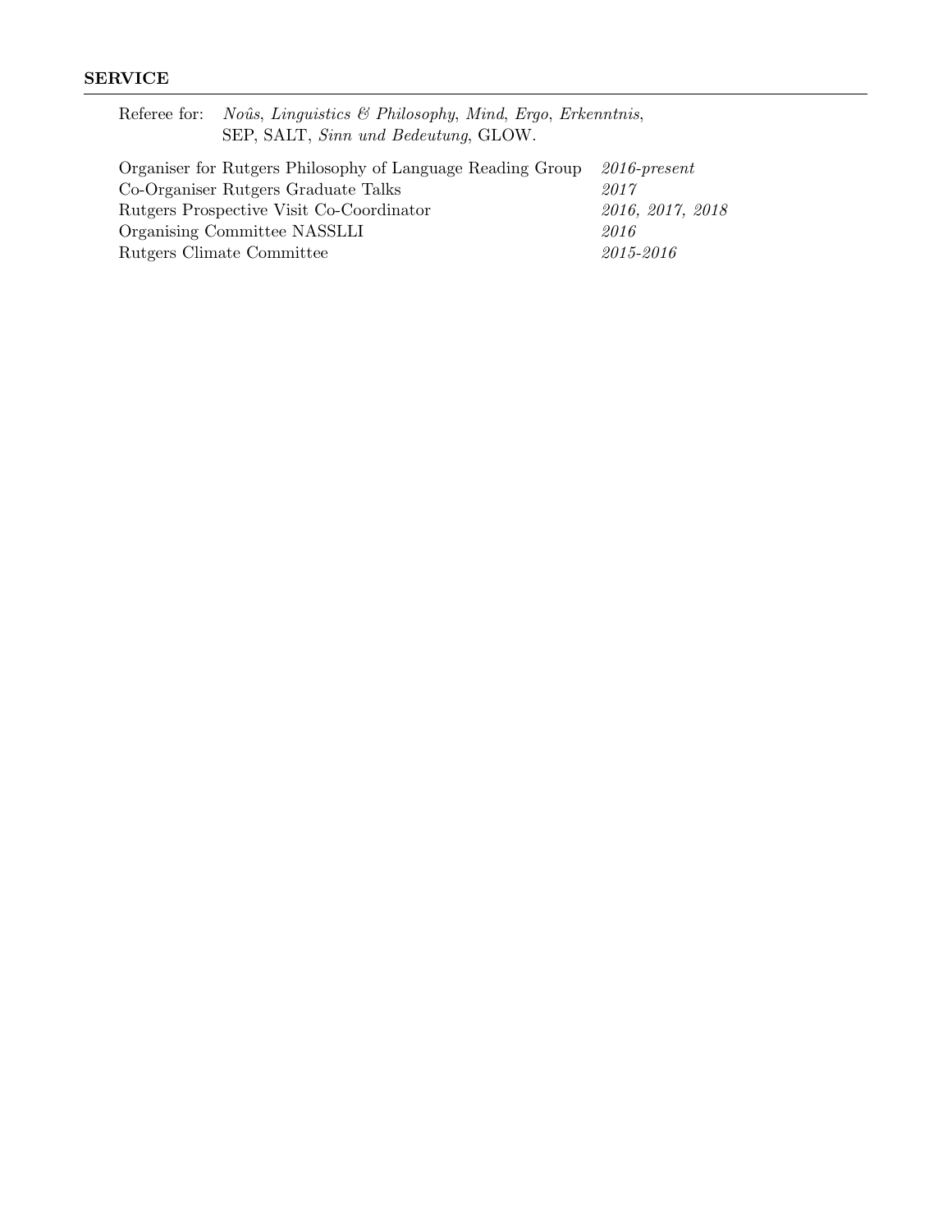## SERVICE

Referee for: *Noûs*, *Linguistics & Philosophy*, *Mind*, *Ergo*, *Erkenntnis*, SEP, SALT, *Sinn und Bedeutung*, GLOW.

| | |
|---|---|
| Organiser for Rutgers Philosophy of Language Reading Group | *2016-present* |
| Co-Organiser Rutgers Graduate Talks | *2017* |
| Rutgers Prospective Visit Co-Coordinator | *2016, 2017, 2018* |
| Organising Committee NASSLLI | *2016* |
| Rutgers Climate Committee | *2015-2016* |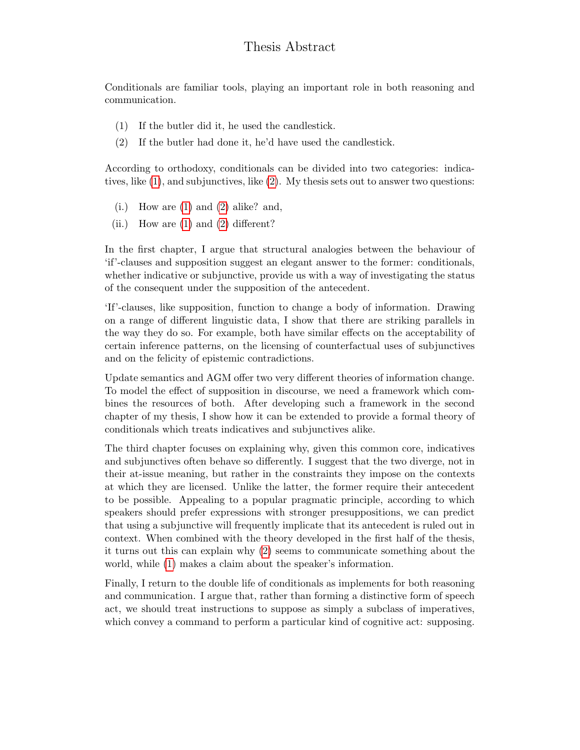# Thesis Abstract

Conditionals are familiar tools, playing an important role in both reasoning and communication.

(1) If the butler did it, he used the candlestick.

(2) If the butler had done it, he'd have used the candlestick.

According to orthodoxy, conditionals can be divided into two categories: indicatives, like (1), and subjunctives, like (2). My thesis sets out to answer two questions:

(i.) How are (1) and (2) alike? and,

(ii.) How are (1) and (2) different?

In the first chapter, I argue that structural analogies between the behaviour of 'if'-clauses and supposition suggest an elegant answer to the former: conditionals, whether indicative or subjunctive, provide us with a way of investigating the status of the consequent under the supposition of the antecedent.

'If'-clauses, like supposition, function to change a body of information. Drawing on a range of different linguistic data, I show that there are striking parallels in the way they do so. For example, both have similar effects on the acceptability of certain inference patterns, on the licensing of counterfactual uses of subjunctives and on the felicity of epistemic contradictions.

Update semantics and AGM offer two very different theories of information change. To model the effect of supposition in discourse, we need a framework which combines the resources of both. After developing such a framework in the second chapter of my thesis, I show how it can be extended to provide a formal theory of conditionals which treats indicatives and subjunctives alike.

The third chapter focuses on explaining why, given this common core, indicatives and subjunctives often behave so differently. I suggest that the two diverge, not in their at-issue meaning, but rather in the constraints they impose on the contexts at which they are licensed. Unlike the latter, the former require their antecedent to be possible. Appealing to a popular pragmatic principle, according to which speakers should prefer expressions with stronger presuppositions, we can predict that using a subjunctive will frequently implicate that its antecedent is ruled out in context. When combined with the theory developed in the first half of the thesis, it turns out this can explain why (2) seems to communicate something about the world, while (1) makes a claim about the speaker's information.

Finally, I return to the double life of conditionals as implements for both reasoning and communication. I argue that, rather than forming a distinctive form of speech act, we should treat instructions to suppose as simply a subclass of imperatives, which convey a command to perform a particular kind of cognitive act: supposing.